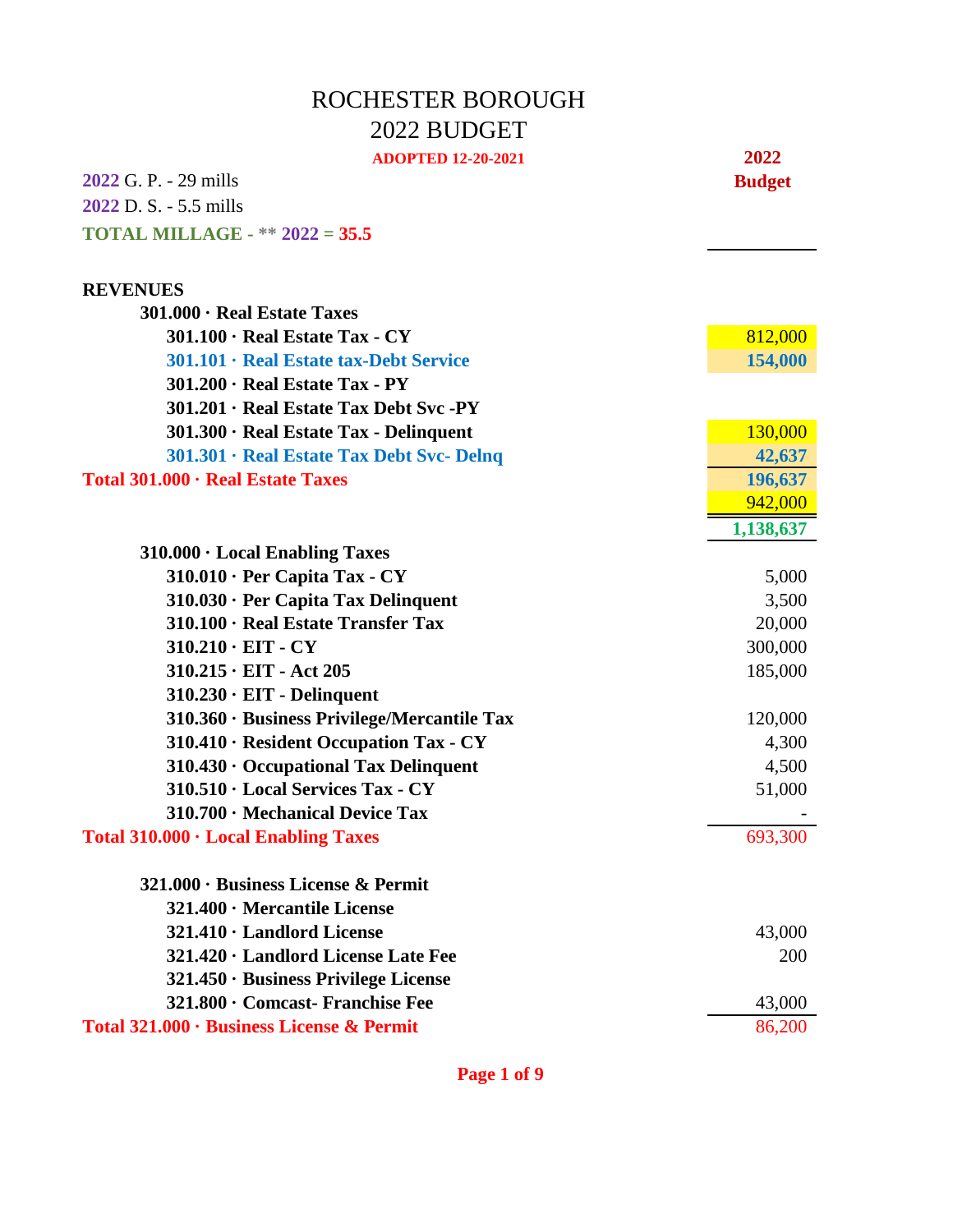# ROCHESTER BOROUGH

## 2022 BUDGET

**ADOPTED 12-20-2021**

2022 G. P. - 29 mills

2022 D. S. - 5.5 mills

**TOTAL MILLAGE - ** 2022 = 35.5**

| | 2022 Budget |
|---|---|
| **REVENUES** | |
| **301.000 · Real Estate Taxes** | |
| **301.100 · Real Estate Tax - CY** | 812,000 |
| **301.101 · Real Estate tax-Debt Service** | **154,000** |
| **301.200 · Real Estate Tax - PY** | |
| **301.201 · Real Estate Tax Debt Svc -PY** | |
| **301.300 · Real Estate Tax - Delinquent** | 130,000 |
| **301.301 · Real Estate Tax Debt Svc- Delnq** | **42,637** |
| **Total 301.000 · Real Estate Taxes** | **196,637** |
| | 942,000 |
| | **1,138,637** |
| **310.000 · Local Enabling Taxes** | |
| **310.010 · Per Capita Tax - CY** | 5,000 |
| **310.030 · Per Capita Tax Delinquent** | 3,500 |
| **310.100 · Real Estate Transfer Tax** | 20,000 |
| **310.210 · EIT - CY** | 300,000 |
| **310.215 · EIT - Act 205** | 185,000 |
| **310.230 · EIT - Delinquent** | |
| **310.360 · Business Privilege/Mercantile Tax** | 120,000 |
| **310.410 · Resident Occupation Tax - CY** | 4,300 |
| **310.430 · Occupational Tax Delinquent** | 4,500 |
| **310.510 · Local Services Tax - CY** | 51,000 |
| **310.700 · Mechanical Device Tax** | - |
| **Total 310.000 · Local Enabling Taxes** | 693,300 |
| **321.000 · Business License & Permit** | |
| **321.400 · Mercantile License** | |
| **321.410 · Landlord License** | 43,000 |
| **321.420 · Landlord License Late Fee** | 200 |
| **321.450 · Business Privilege License** | |
| **321.800 · Comcast- Franchise Fee** | 43,000 |
| **Total 321.000 · Business License & Permit** | 86,200 |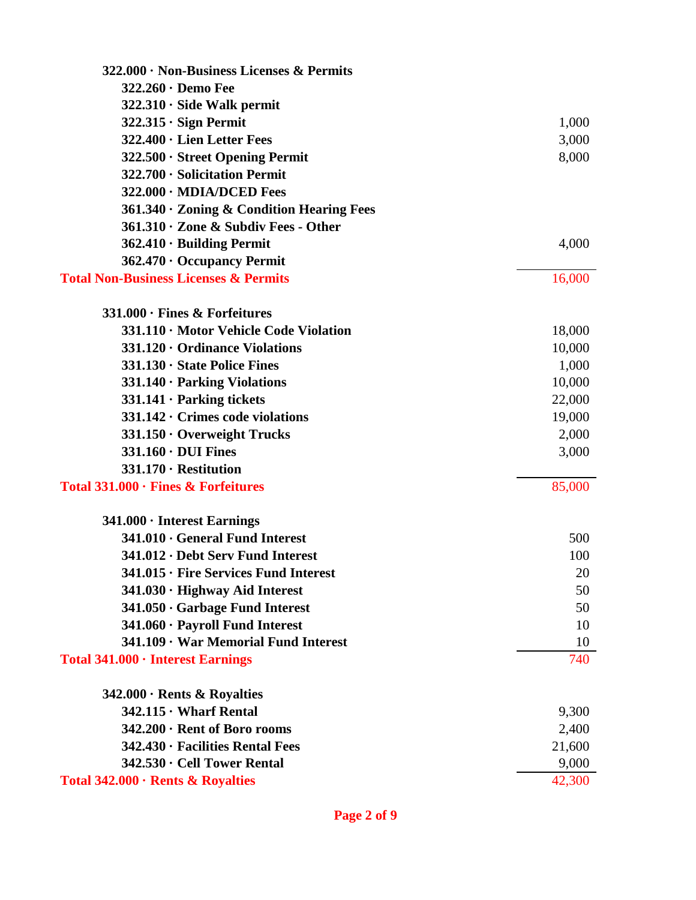| Account | Amount |
|---|---|
| **322.000 · Non-Business Licenses & Permits** | |
| **322.260 · Demo Fee** | |
| **322.310 · Side Walk permit** | |
| **322.315 · Sign Permit** | 1,000 |
| **322.400 · Lien Letter Fees** | 3,000 |
| **322.500 · Street Opening Permit** | 8,000 |
| **322.700 · Solicitation Permit** | |
| **322.000 · MDIA/DCED Fees** | |
| **361.340 · Zoning & Condition Hearing Fees** | |
| **361.310 · Zone & Subdiv Fees - Other** | |
| **362.410 · Building Permit** | 4,000 |
| **362.470 · Occupancy Permit** | |
| **Total Non-Business Licenses & Permits** | 16,000 |
| | |
| **331.000 · Fines & Forfeitures** | |
| **331.110 · Motor Vehicle Code Violation** | 18,000 |
| **331.120 · Ordinance Violations** | 10,000 |
| **331.130 · State Police Fines** | 1,000 |
| **331.140 · Parking Violations** | 10,000 |
| **331.141 · Parking tickets** | 22,000 |
| **331.142 · Crimes code violations** | 19,000 |
| **331.150 · Overweight Trucks** | 2,000 |
| **331.160 · DUI Fines** | 3,000 |
| **331.170 · Restitution** | |
| **Total 331.000 · Fines & Forfeitures** | 85,000 |
| | |
| **341.000 · Interest Earnings** | |
| **341.010 · General Fund Interest** | 500 |
| **341.012 · Debt Serv Fund Interest** | 100 |
| **341.015 · Fire Services Fund Interest** | 20 |
| **341.030 · Highway Aid Interest** | 50 |
| **341.050 · Garbage Fund Interest** | 50 |
| **341.060 · Payroll Fund Interest** | 10 |
| **341.109 · War Memorial Fund Interest** | 10 |
| **Total 341.000 · Interest Earnings** | 740 |
| | |
| **342.000 · Rents & Royalties** | |
| **342.115 · Wharf Rental** | 9,300 |
| **342.200 · Rent of Boro rooms** | 2,400 |
| **342.430 · Facilities Rental Fees** | 21,600 |
| **342.530 · Cell Tower Rental** | 9,000 |
| **Total 342.000 · Rents & Royalties** | 42,300 |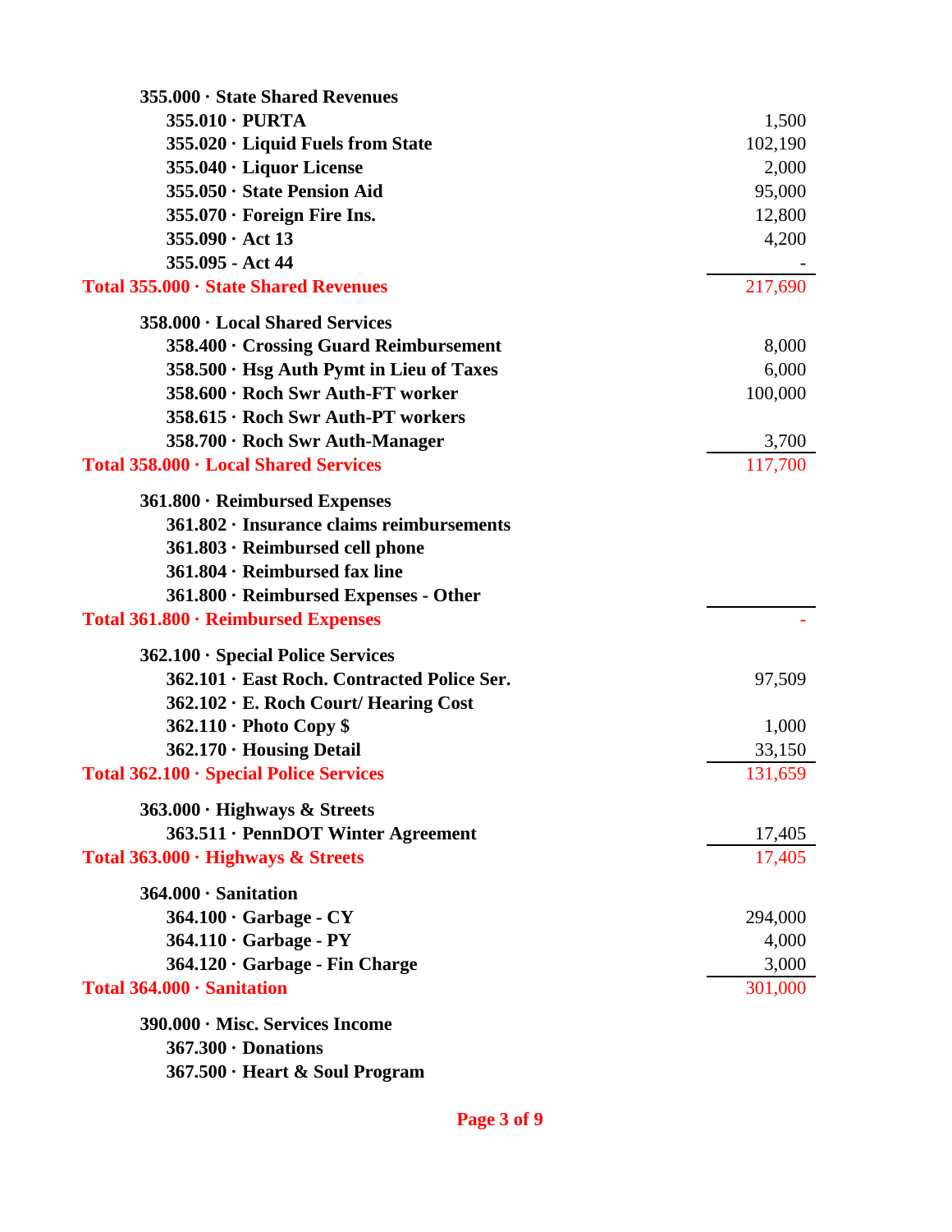| Account | Amount |
|---|---|
| **355.000 · State Shared Revenues** | |
| **355.010 · PURTA** | 1,500 |
| **355.020 · Liquid Fuels from State** | 102,190 |
| **355.040 · Liquor License** | 2,000 |
| **355.050 · State Pension Aid** | 95,000 |
| **355.070 · Foreign Fire Ins.** | 12,800 |
| **355.090 · Act 13** | 4,200 |
| **355.095 - Act 44** | - |
| **Total 355.000 · State Shared Revenues** | 217,690 |
| **358.000 · Local Shared Services** | |
| **358.400 · Crossing Guard Reimbursement** | 8,000 |
| **358.500 · Hsg Auth Pymt in Lieu of Taxes** | 6,000 |
| **358.600 · Roch Swr Auth-FT worker** | 100,000 |
| **358.615 · Roch Swr Auth-PT workers** | |
| **358.700 · Roch Swr Auth-Manager** | 3,700 |
| **Total 358.000 · Local Shared Services** | 117,700 |
| **361.800 · Reimbursed Expenses** | |
| **361.802 · Insurance claims reimbursements** | |
| **361.803 · Reimbursed cell phone** | |
| **361.804 · Reimbursed fax line** | |
| **361.800 · Reimbursed Expenses - Other** | |
| **Total 361.800 · Reimbursed Expenses** | - |
| **362.100 · Special Police Services** | |
| **362.101 · East Roch. Contracted Police Ser.** | 97,509 |
| **362.102 · E. Roch Court/ Hearing Cost** | |
| **362.110 · Photo Copy $** | 1,000 |
| **362.170 · Housing Detail** | 33,150 |
| **Total 362.100 · Special Police Services** | 131,659 |
| **363.000 · Highways & Streets** | |
| **363.511 · PennDOT Winter Agreement** | 17,405 |
| **Total 363.000 · Highways & Streets** | 17,405 |
| **364.000 · Sanitation** | |
| **364.100 · Garbage - CY** | 294,000 |
| **364.110 · Garbage - PY** | 4,000 |
| **364.120 · Garbage - Fin Charge** | 3,000 |
| **Total 364.000 · Sanitation** | 301,000 |
| **390.000 · Misc. Services Income** | |
| **367.300 · Donations** | |
| **367.500 · Heart & Soul Program** | |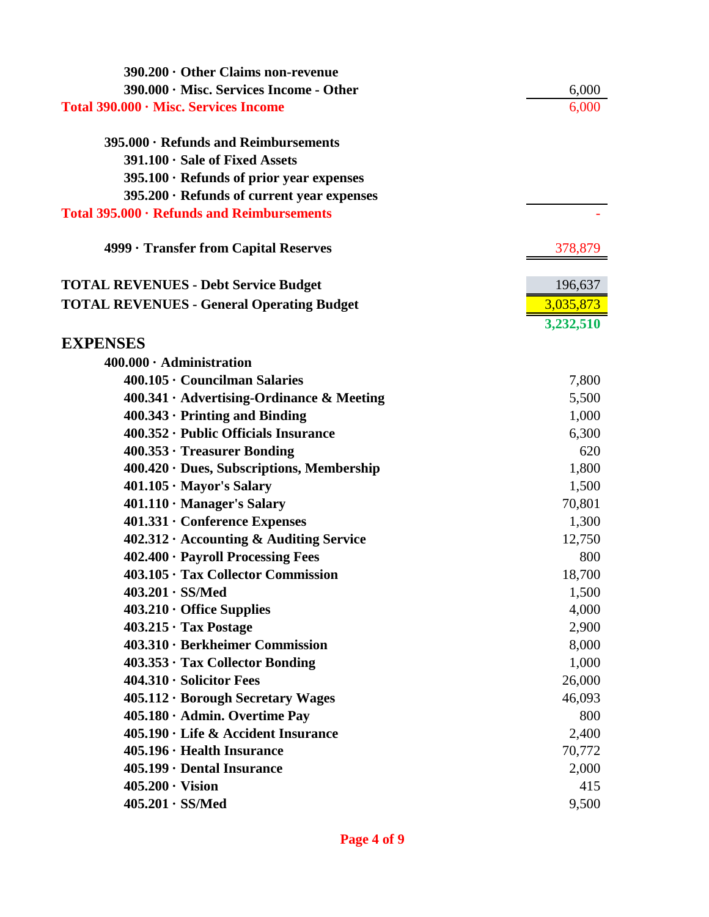| Account | Amount |
|---|---|
| **390.200 · Other Claims non-revenue** | |
| **390.000 · Misc. Services Income - Other** | 6,000 |
| **Total 390.000 · Misc. Services Income** | 6,000 |
| | |
| **395.000 · Refunds and Reimbursements** | |
| **391.100 · Sale of Fixed Assets** | |
| **395.100 · Refunds of prior year expenses** | |
| **395.200 · Refunds of current year expenses** | |
| **Total 395.000 · Refunds and Reimbursements** | - |
| | |
| **4999 · Transfer from Capital Reserves** | 378,879 |
| | |
| **TOTAL REVENUES - Debt Service Budget** | 196,637 |
| **TOTAL REVENUES - General Operating Budget** | 3,035,873 |
| | **3,232,510** |

## EXPENSES

| Account | Amount |
|---|---|
| **400.000 · Administration** | |
| **400.105 · Councilman Salaries** | 7,800 |
| **400.341 · Advertising-Ordinance & Meeting** | 5,500 |
| **400.343 · Printing and Binding** | 1,000 |
| **400.352 · Public Officials Insurance** | 6,300 |
| **400.353 · Treasurer Bonding** | 620 |
| **400.420 · Dues, Subscriptions, Membership** | 1,800 |
| **401.105 · Mayor's Salary** | 1,500 |
| **401.110 · Manager's Salary** | 70,801 |
| **401.331 · Conference Expenses** | 1,300 |
| **402.312 · Accounting & Auditing Service** | 12,750 |
| **402.400 · Payroll Processing Fees** | 800 |
| **403.105 · Tax Collector Commission** | 18,700 |
| **403.201 · SS/Med** | 1,500 |
| **403.210 · Office Supplies** | 4,000 |
| **403.215 · Tax Postage** | 2,900 |
| **403.310 · Berkheimer Commission** | 8,000 |
| **403.353 · Tax Collector Bonding** | 1,000 |
| **404.310 · Solicitor Fees** | 26,000 |
| **405.112 · Borough Secretary Wages** | 46,093 |
| **405.180 · Admin. Overtime Pay** | 800 |
| **405.190 · Life & Accident Insurance** | 2,400 |
| **405.196 · Health Insurance** | 70,772 |
| **405.199 · Dental Insurance** | 2,000 |
| **405.200 · Vision** | 415 |
| **405.201 · SS/Med** | 9,500 |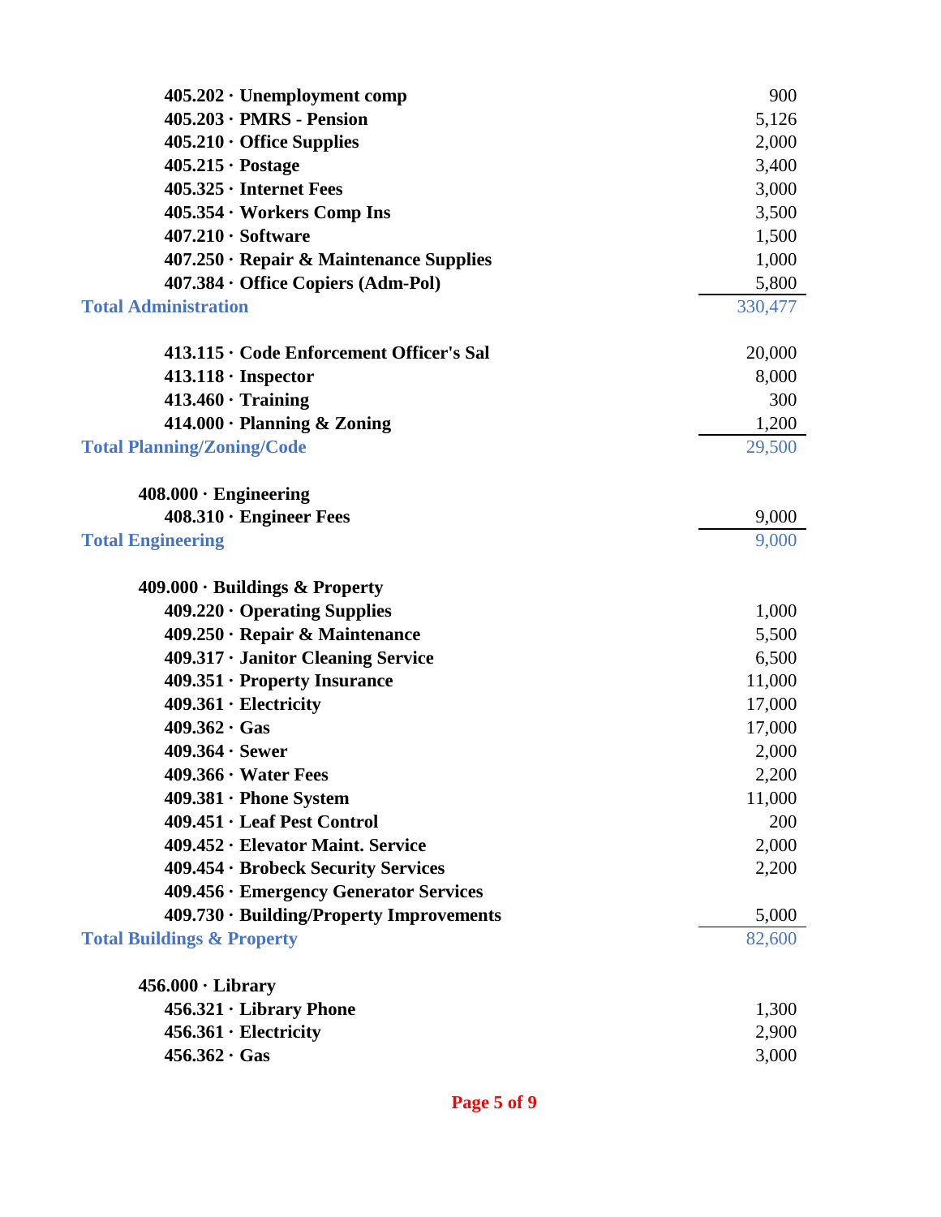| Account | Amount |
|---|---|
| 405.202 · Unemployment comp | 900 |
| 405.203 · PMRS - Pension | 5,126 |
| 405.210 · Office Supplies | 2,000 |
| 405.215 · Postage | 3,400 |
| 405.325 · Internet Fees | 3,000 |
| 405.354 · Workers Comp Ins | 3,500 |
| 407.210 · Software | 1,500 |
| 407.250 · Repair & Maintenance Supplies | 1,000 |
| 407.384 · Office Copiers (Adm-Pol) | 5,800 |
| **Total Administration** | 330,477 |
| | |
| 413.115 · Code Enforcement Officer's Sal | 20,000 |
| 413.118 · Inspector | 8,000 |
| 413.460 · Training | 300 |
| 414.000 · Planning & Zoning | 1,200 |
| **Total Planning/Zoning/Code** | 29,500 |
| | |
| 408.000 · Engineering | |
| 408.310 · Engineer Fees | 9,000 |
| **Total Engineering** | 9,000 |
| | |
| 409.000 · Buildings & Property | |
| 409.220 · Operating Supplies | 1,000 |
| 409.250 · Repair & Maintenance | 5,500 |
| 409.317 · Janitor Cleaning Service | 6,500 |
| 409.351 · Property Insurance | 11,000 |
| 409.361 · Electricity | 17,000 |
| 409.362 · Gas | 17,000 |
| 409.364 · Sewer | 2,000 |
| 409.366 · Water Fees | 2,200 |
| 409.381 · Phone System | 11,000 |
| 409.451 · Leaf Pest Control | 200 |
| 409.452 · Elevator Maint. Service | 2,000 |
| 409.454 · Brobeck Security Services | 2,200 |
| 409.456 · Emergency Generator Services | |
| 409.730 · Building/Property Improvements | 5,000 |
| **Total Buildings & Property** | 82,600 |
| | |
| 456.000 · Library | |
| 456.321 · Library Phone | 1,300 |
| 456.361 · Electricity | 2,900 |
| 456.362 · Gas | 3,000 |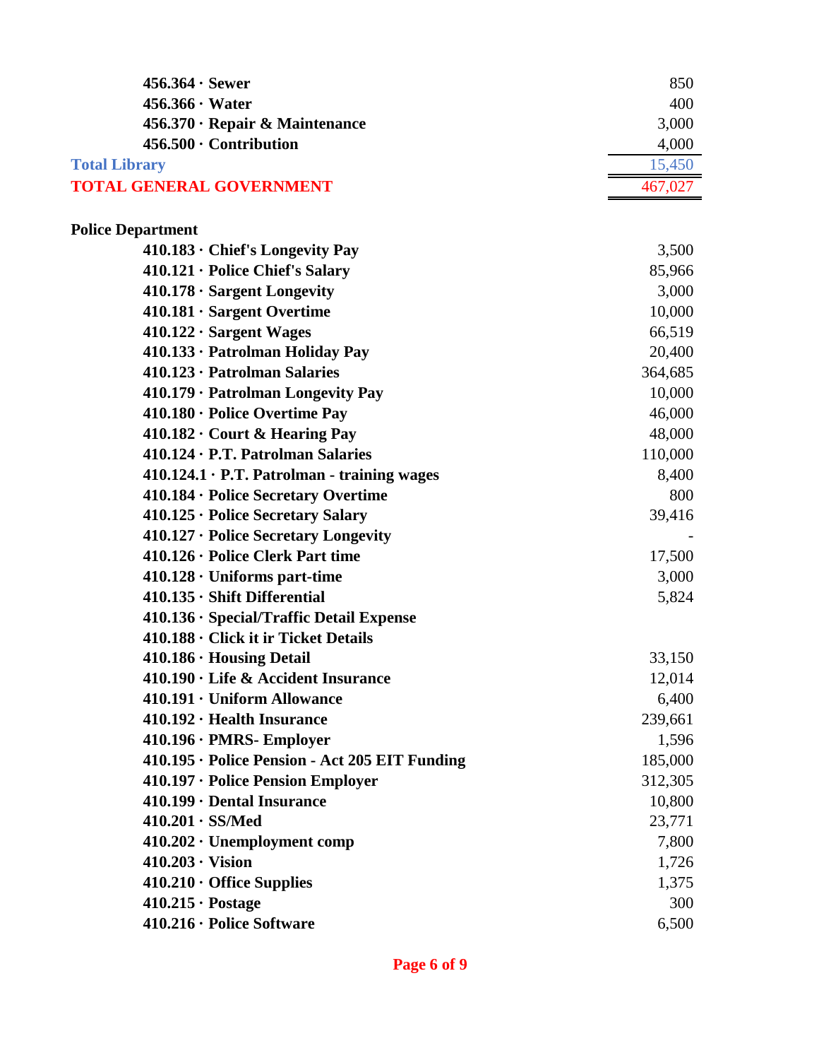| Account | Amount |
|---|---|
| 456.364 · Sewer | 850 |
| 456.366 · Water | 400 |
| 456.370 · Repair & Maintenance | 3,000 |
| 456.500 · Contribution | 4,000 |
| **Total Library** | 15,450 |
| **TOTAL GENERAL GOVERNMENT** | 467,027 |

**Police Department**

| Account | Amount |
|---|---|
| 410.183 · Chief's Longevity Pay | 3,500 |
| 410.121 · Police Chief's Salary | 85,966 |
| 410.178 · Sargent Longevity | 3,000 |
| 410.181 · Sargent Overtime | 10,000 |
| 410.122 · Sargent Wages | 66,519 |
| 410.133 · Patrolman Holiday Pay | 20,400 |
| 410.123 · Patrolman Salaries | 364,685 |
| 410.179 · Patrolman Longevity Pay | 10,000 |
| 410.180 · Police Overtime Pay | 46,000 |
| 410.182 · Court & Hearing Pay | 48,000 |
| 410.124 · P.T. Patrolman Salaries | 110,000 |
| 410.124.1 · P.T. Patrolman - training wages | 8,400 |
| 410.184 · Police Secretary Overtime | 800 |
| 410.125 · Police Secretary Salary | 39,416 |
| 410.127 · Police Secretary Longevity | - |
| 410.126 · Police Clerk Part time | 17,500 |
| 410.128 · Uniforms part-time | 3,000 |
| 410.135 · Shift Differential | 5,824 |
| 410.136 · Special/Traffic Detail Expense | |
| 410.188 · Click it ir Ticket Details | |
| 410.186 · Housing Detail | 33,150 |
| 410.190 · Life & Accident Insurance | 12,014 |
| 410.191 · Uniform Allowance | 6,400 |
| 410.192 · Health Insurance | 239,661 |
| 410.196 · PMRS- Employer | 1,596 |
| 410.195 · Police Pension - Act 205 EIT Funding | 185,000 |
| 410.197 · Police Pension Employer | 312,305 |
| 410.199 · Dental Insurance | 10,800 |
| 410.201 · SS/Med | 23,771 |
| 410.202 · Unemployment comp | 7,800 |
| 410.203 · Vision | 1,726 |
| 410.210 · Office Supplies | 1,375 |
| 410.215 · Postage | 300 |
| 410.216 · Police Software | 6,500 |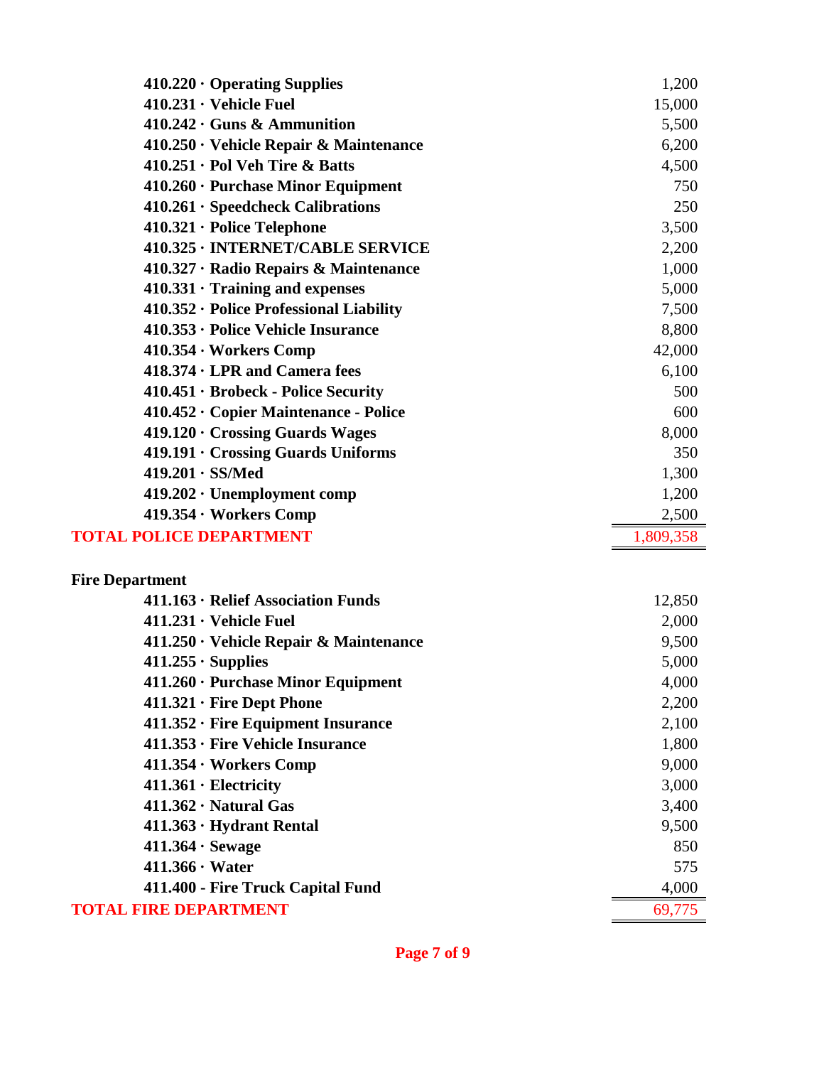| Account | Amount |
|---|---|
| 410.220 · Operating Supplies | 1,200 |
| 410.231 · Vehicle Fuel | 15,000 |
| 410.242 · Guns & Ammunition | 5,500 |
| 410.250 · Vehicle Repair & Maintenance | 6,200 |
| 410.251 · Pol Veh Tire & Batts | 4,500 |
| 410.260 · Purchase Minor Equipment | 750 |
| 410.261 · Speedcheck Calibrations | 250 |
| 410.321 · Police Telephone | 3,500 |
| 410.325 · INTERNET/CABLE SERVICE | 2,200 |
| 410.327 · Radio Repairs & Maintenance | 1,000 |
| 410.331 · Training and expenses | 5,000 |
| 410.352 · Police Professional Liability | 7,500 |
| 410.353 · Police Vehicle Insurance | 8,800 |
| 410.354 · Workers Comp | 42,000 |
| 418.374 · LPR and Camera fees | 6,100 |
| 410.451 · Brobeck - Police Security | 500 |
| 410.452 · Copier Maintenance - Police | 600 |
| 419.120 · Crossing Guards Wages | 8,000 |
| 419.191 · Crossing Guards Uniforms | 350 |
| 419.201 · SS/Med | 1,300 |
| 419.202 · Unemployment comp | 1,200 |
| 419.354 · Workers Comp | 2,500 |
| **TOTAL POLICE DEPARTMENT** | 1,809,358 |

**Fire Department**

| Account | Amount |
|---|---|
| 411.163 · Relief Association Funds | 12,850 |
| 411.231 · Vehicle Fuel | 2,000 |
| 411.250 · Vehicle Repair & Maintenance | 9,500 |
| 411.255 · Supplies | 5,000 |
| 411.260 · Purchase Minor Equipment | 4,000 |
| 411.321 · Fire Dept Phone | 2,200 |
| 411.352 · Fire Equipment Insurance | 2,100 |
| 411.353 · Fire Vehicle Insurance | 1,800 |
| 411.354 · Workers Comp | 9,000 |
| 411.361 · Electricity | 3,000 |
| 411.362 · Natural Gas | 3,400 |
| 411.363 · Hydrant Rental | 9,500 |
| 411.364 · Sewage | 850 |
| 411.366 · Water | 575 |
| 411.400 - Fire Truck Capital Fund | 4,000 |
| **TOTAL FIRE DEPARTMENT** | 69,775 |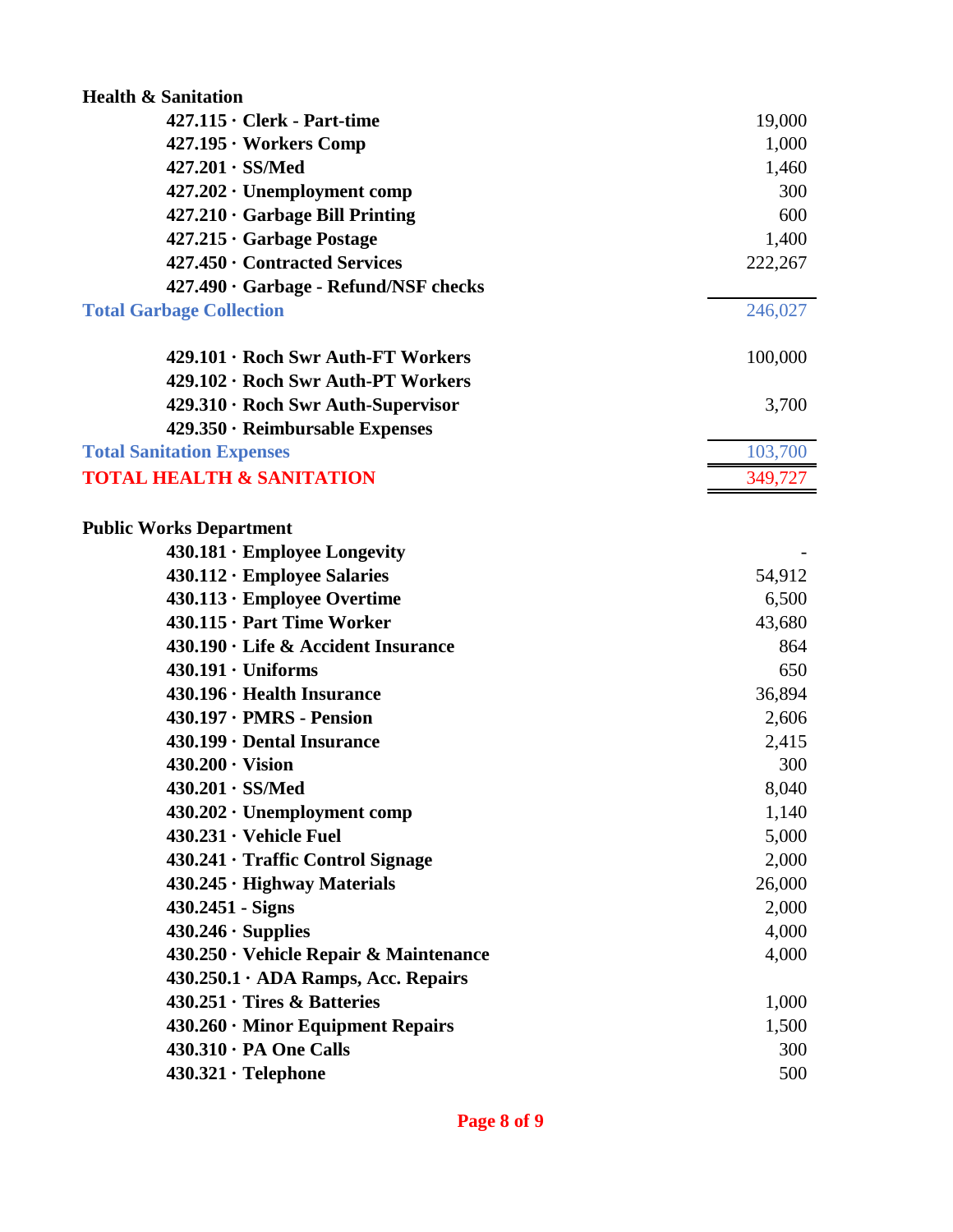| **Health & Sanitation** | |
|---|---|
| **427.115 · Clerk - Part-time** | 19,000 |
| **427.195 · Workers Comp** | 1,000 |
| **427.201 · SS/Med** | 1,460 |
| **427.202 · Unemployment comp** | 300 |
| **427.210 · Garbage Bill Printing** | 600 |
| **427.215 · Garbage Postage** | 1,400 |
| **427.450 · Contracted Services** | 222,267 |
| **427.490 · Garbage - Refund/NSF checks** | |
| **Total Garbage Collection** | 246,027 |
| | |
| **429.101 · Roch Swr Auth-FT Workers** | 100,000 |
| **429.102 · Roch Swr Auth-PT Workers** | |
| **429.310 · Roch Swr Auth-Supervisor** | 3,700 |
| **429.350 · Reimbursable Expenses** | |
| **Total Sanitation Expenses** | 103,700 |
| **TOTAL HEALTH & SANITATION** | 349,727 |

| **Public Works Department** | |
|---|---|
| **430.181 · Employee Longevity** | - |
| **430.112 · Employee Salaries** | 54,912 |
| **430.113 · Employee Overtime** | 6,500 |
| **430.115 · Part Time Worker** | 43,680 |
| **430.190 · Life & Accident Insurance** | 864 |
| **430.191 · Uniforms** | 650 |
| **430.196 · Health Insurance** | 36,894 |
| **430.197 · PMRS - Pension** | 2,606 |
| **430.199 · Dental Insurance** | 2,415 |
| **430.200 · Vision** | 300 |
| **430.201 · SS/Med** | 8,040 |
| **430.202 · Unemployment comp** | 1,140 |
| **430.231 · Vehicle Fuel** | 5,000 |
| **430.241 · Traffic Control Signage** | 2,000 |
| **430.245 · Highway Materials** | 26,000 |
| **430.2451 - Signs** | 2,000 |
| **430.246 · Supplies** | 4,000 |
| **430.250 · Vehicle Repair & Maintenance** | 4,000 |
| **430.250.1 · ADA Ramps, Acc. Repairs** | |
| **430.251 · Tires & Batteries** | 1,000 |
| **430.260 · Minor Equipment Repairs** | 1,500 |
| **430.310 · PA One Calls** | 300 |
| **430.321 · Telephone** | 500 |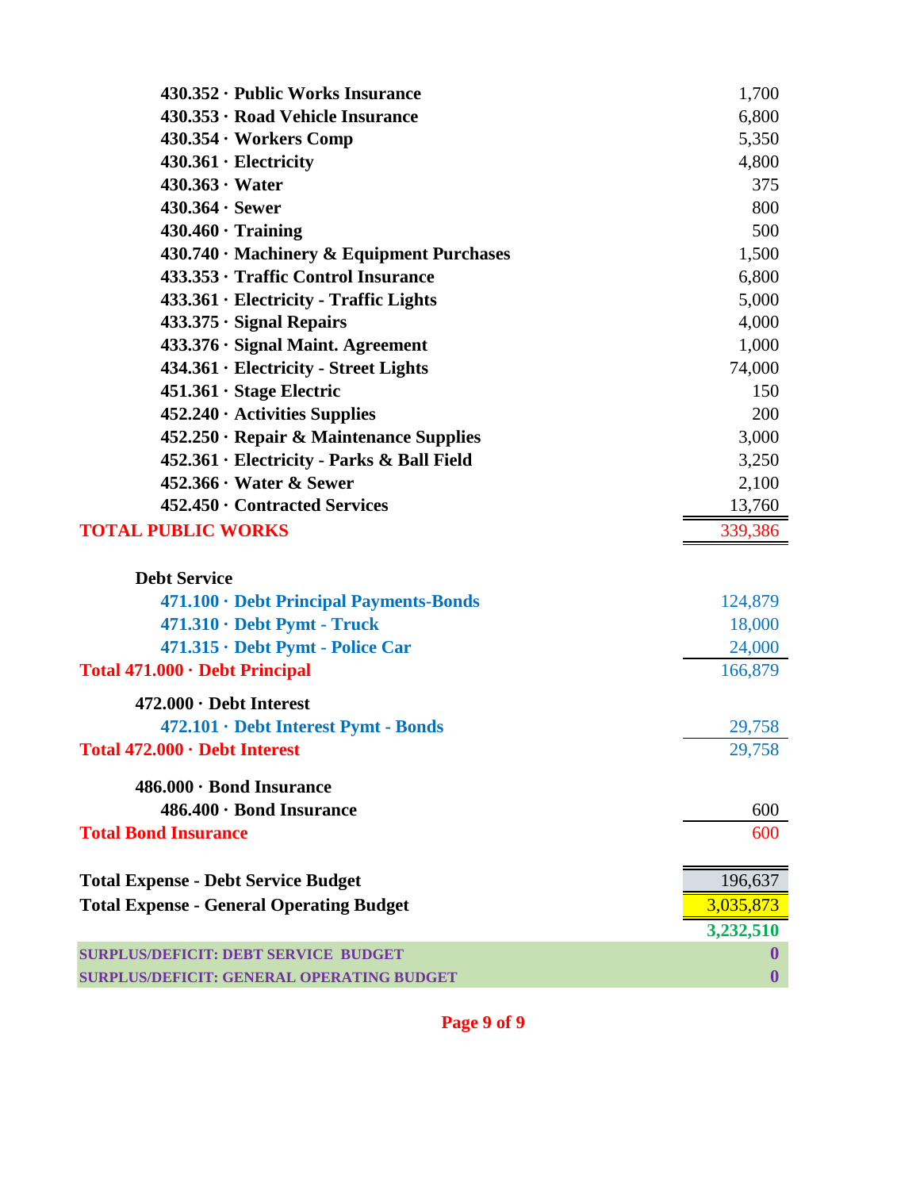| | |
|---|---|
| 430.352 · Public Works Insurance | 1,700 |
| 430.353 · Road Vehicle Insurance | 6,800 |
| 430.354 · Workers Comp | 5,350 |
| 430.361 · Electricity | 4,800 |
| 430.363 · Water | 375 |
| 430.364 · Sewer | 800 |
| 430.460 · Training | 500 |
| 430.740 · Machinery & Equipment Purchases | 1,500 |
| 433.353 · Traffic Control Insurance | 6,800 |
| 433.361 · Electricity - Traffic Lights | 5,000 |
| 433.375 · Signal Repairs | 4,000 |
| 433.376 · Signal Maint. Agreement | 1,000 |
| 434.361 · Electricity - Street Lights | 74,000 |
| 451.361 · Stage Electric | 150 |
| 452.240 · Activities Supplies | 200 |
| 452.250 · Repair & Maintenance Supplies | 3,000 |
| 452.361 · Electricity - Parks & Ball Field | 3,250 |
| 452.366 · Water & Sewer | 2,100 |
| 452.450 · Contracted Services | 13,760 |
| **TOTAL PUBLIC WORKS** | 339,386 |
| **Debt Service** | |
| 471.100 · Debt Principal Payments-Bonds | 124,879 |
| 471.310 · Debt Pymt - Truck | 18,000 |
| 471.315 · Debt Pymt - Police Car | 24,000 |
| **Total 471.000 · Debt Principal** | 166,879 |
| **472.000 · Debt Interest** | |
| 472.101 · Debt Interest Pymt - Bonds | 29,758 |
| **Total 472.000 · Debt Interest** | 29,758 |
| **486.000 · Bond Insurance** | |
| 486.400 · Bond Insurance | 600 |
| **Total Bond Insurance** | 600 |
| **Total Expense - Debt Service Budget** | 196,637 |
| **Total Expense - General Operating Budget** | 3,035,873 |
| | **3,232,510** |
| **SURPLUS/DEFICIT: DEBT SERVICE BUDGET** | **0** |
| **SURPLUS/DEFICIT: GENERAL OPERATING BUDGET** | **0** |